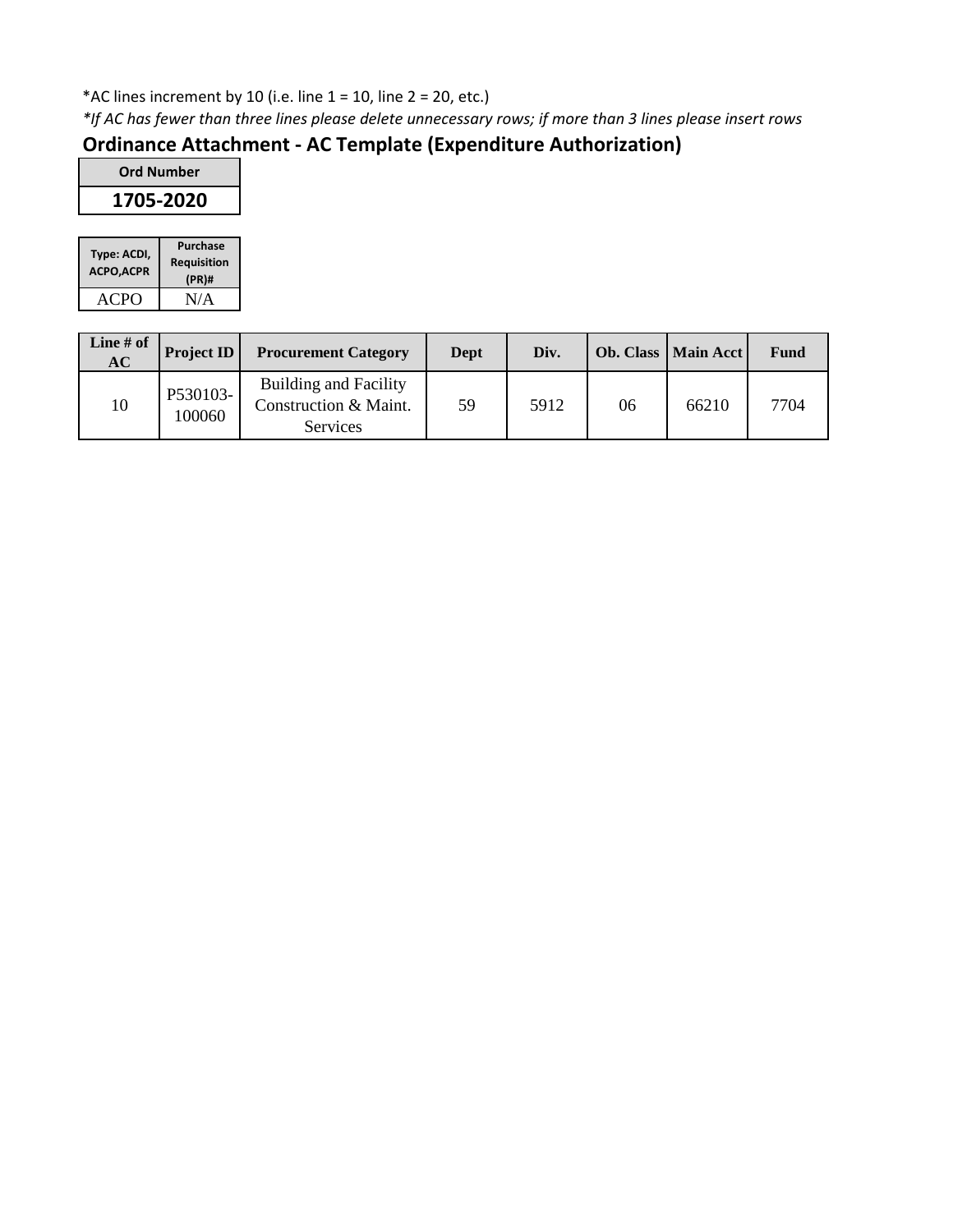*AC lines increment by 10 (i.e. line 1 = 10, line 2 = 20, etc.)

*If AC has fewer than three lines please delete unnecessary rows; if more than 3 lines please insert rows*

## Ordinance Attachment - AC Template (Expenditure Authorization)

| Ord Number |
|---|
| 1705-2020 |

| Type: ACDI, ACPO,ACPR | Purchase Requisition (PR)# |
|---|---|
| ACPO | N/A |

| Line # of AC | Project ID | Procurement Category | Dept | Div. | Ob. Class | Main Acct | Fund |
|---|---|---|---|---|---|---|---|
| 10 | P530103-100060 | Building and Facility Construction & Maint. Services | 59 | 5912 | 06 | 66210 | 7704 |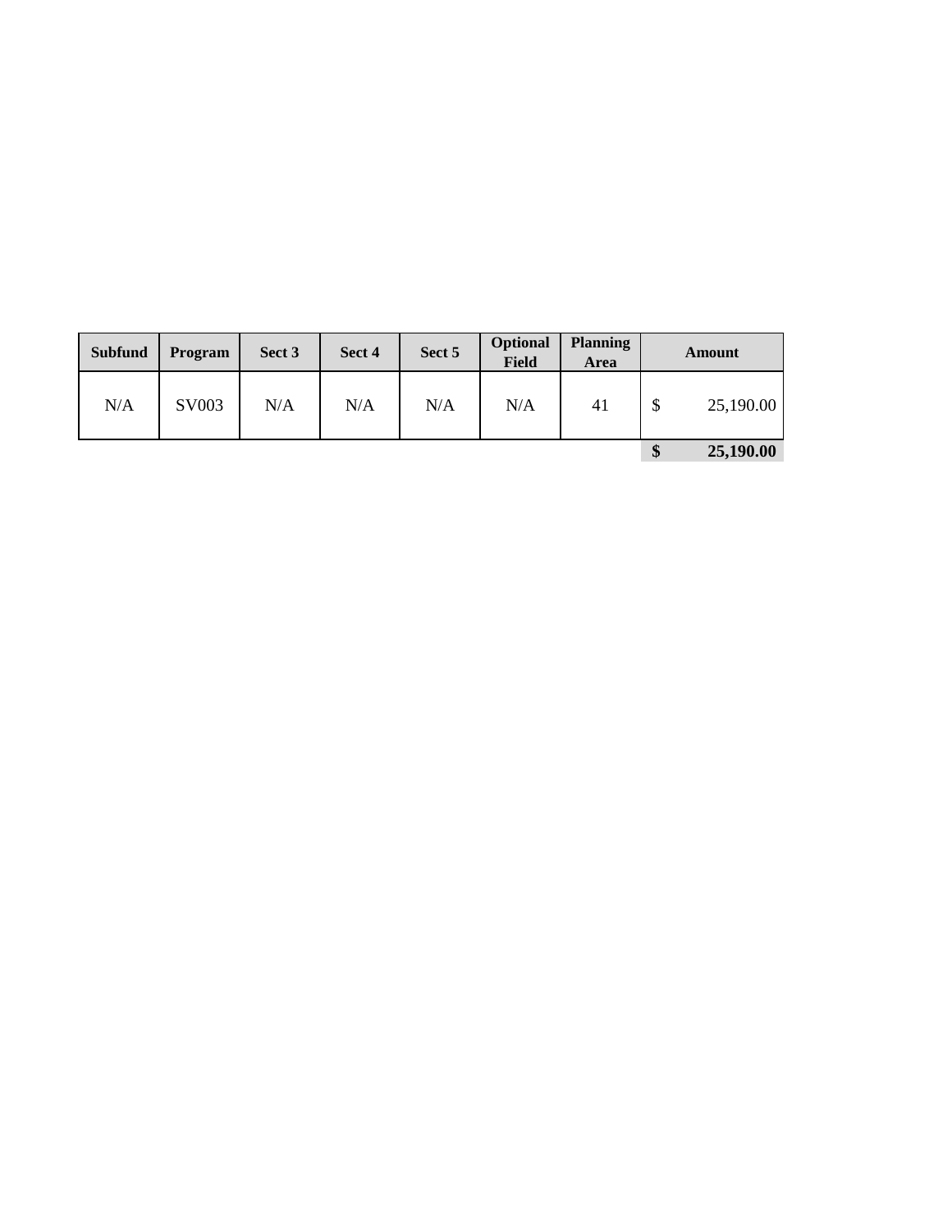| Subfund | Program | Sect 3 | Sect 4 | Sect 5 | Optional Field | Planning Area | Amount |
|---|---|---|---|---|---|---|---|
| N/A | SV003 | N/A | N/A | N/A | N/A | 41 | $ 25,190.00 |
| | | | | | | | **$ 25,190.00** |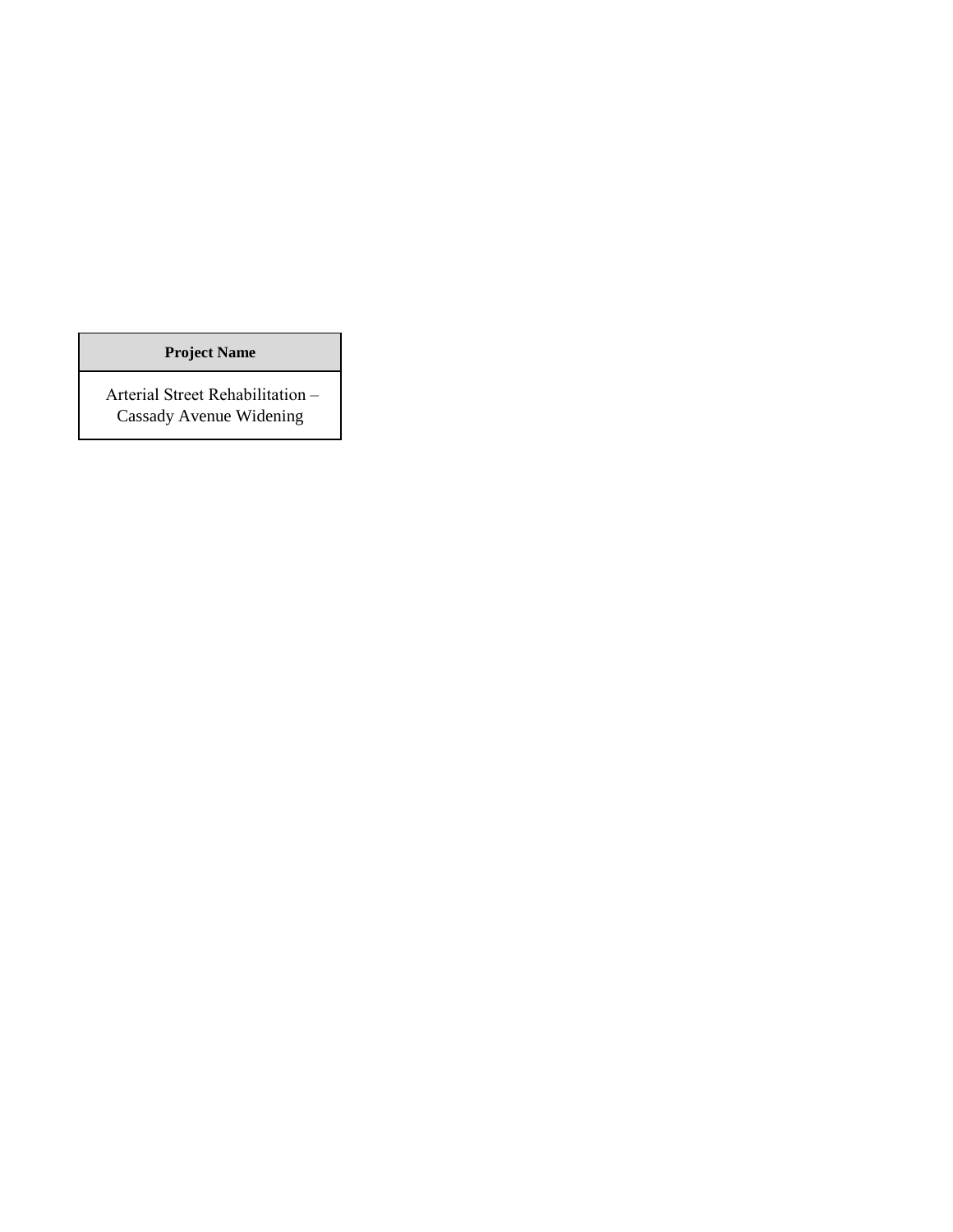| Project Name |
| --- |
| Arterial Street Rehabilitation – Cassady Avenue Widening |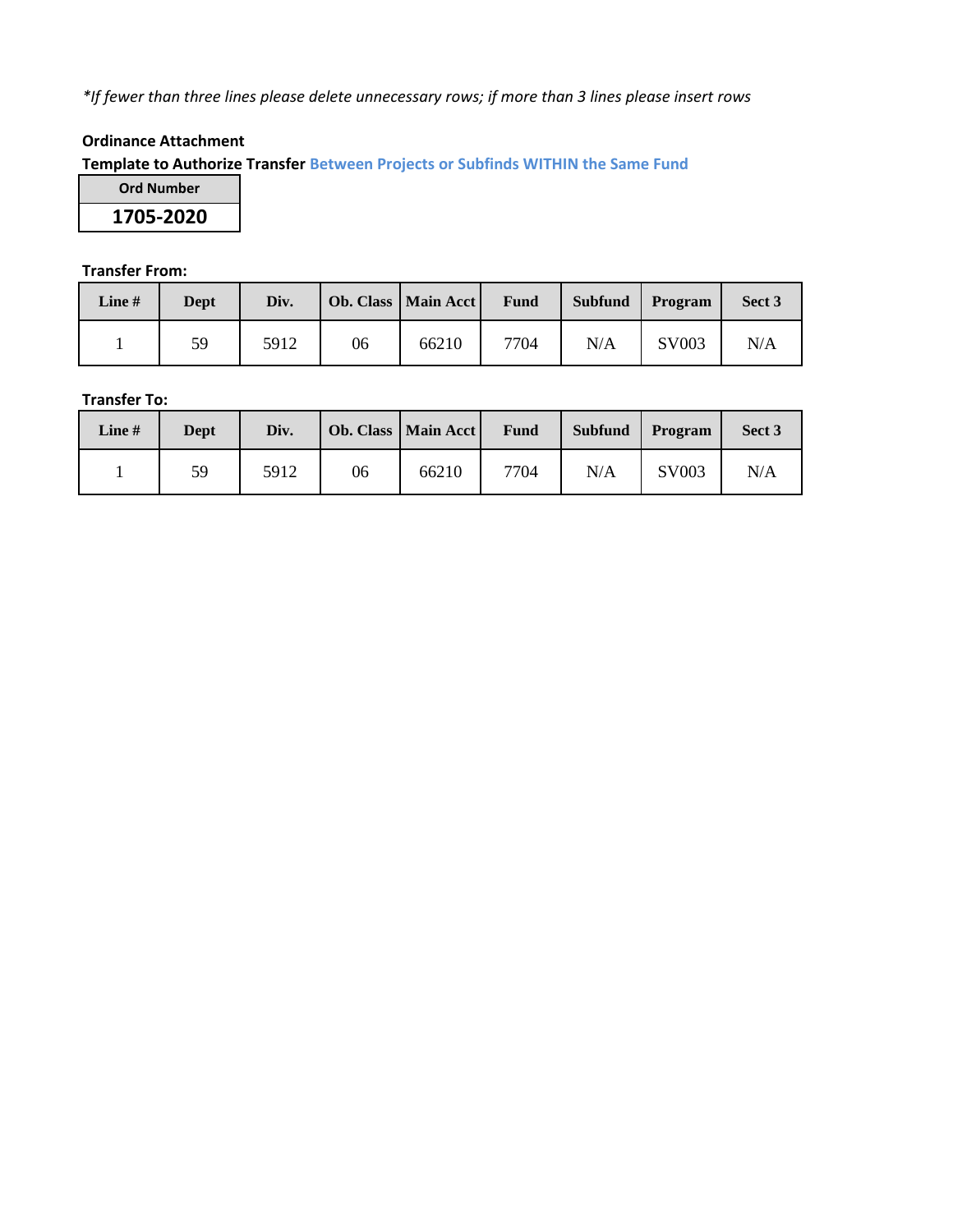*\*If fewer than three lines please delete unnecessary rows; if more than 3 lines please insert rows*

**Ordinance Attachment**

**Template to Authorize Transfer Between Projects or Subfinds WITHIN the Same Fund**

| Ord Number |
|---|
| **1705-2020** |

**Transfer From:**

| Line # | Dept | Div. | Ob. Class | Main Acct | Fund | Subfund | Program | Sect 3 |
|---|---|---|---|---|---|---|---|---|
| 1 | 59 | 5912 | 06 | 66210 | 7704 | N/A | SV003 | N/A |

**Transfer To:**

| Line # | Dept | Div. | Ob. Class | Main Acct | Fund | Subfund | Program | Sect 3 |
|---|---|---|---|---|---|---|---|---|
| 1 | 59 | 5912 | 06 | 66210 | 7704 | N/A | SV003 | N/A |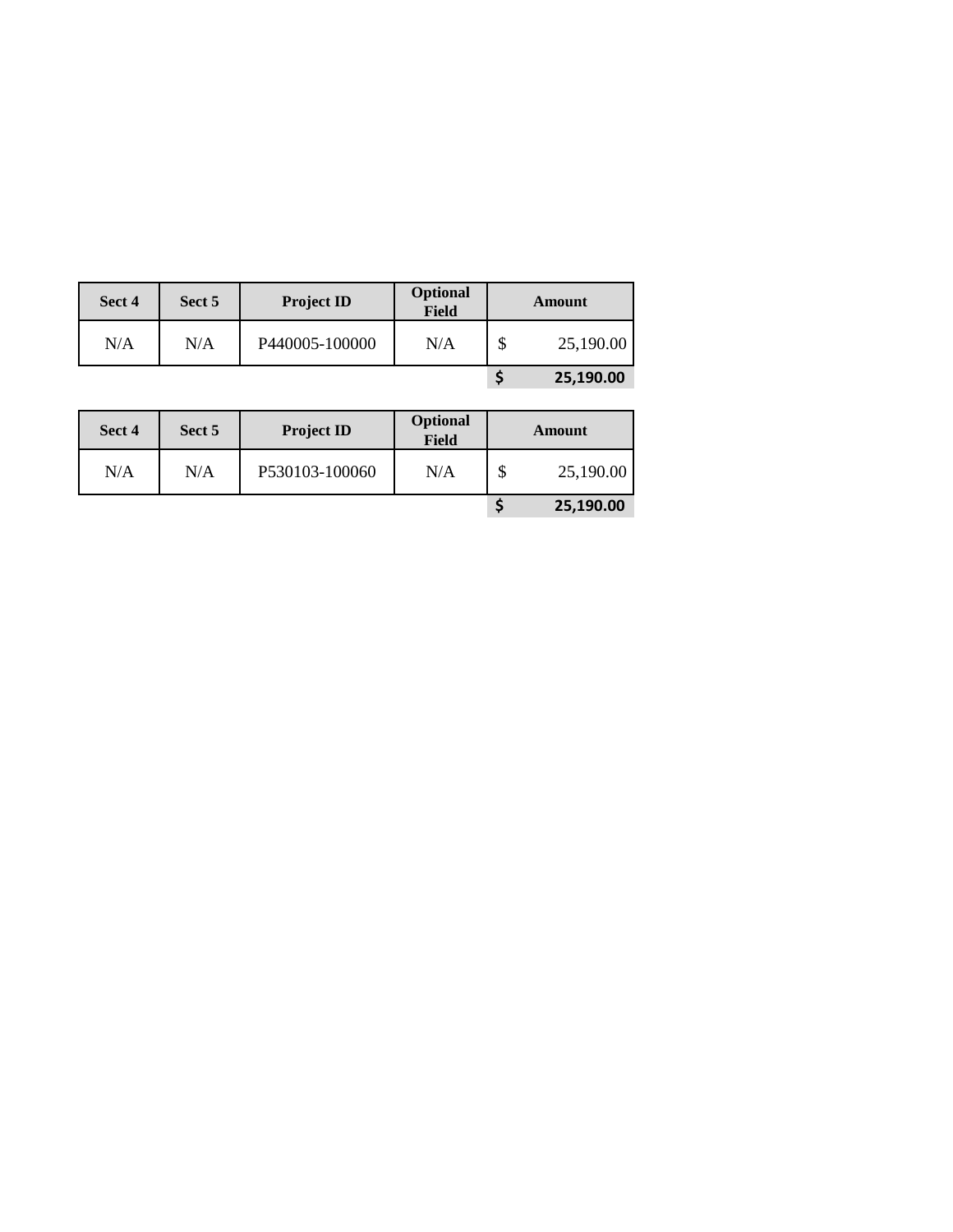| Sect 4 | Sect 5 | Project ID | Optional Field | Amount |
|---|---|---|---|---|
| N/A | N/A | P440005-100000 | N/A | $ 25,190.00 |
| | | | | **$ 25,190.00** |

| Sect 4 | Sect 5 | Project ID | Optional Field | Amount |
|---|---|---|---|---|
| N/A | N/A | P530103-100060 | N/A | $ 25,190.00 |
| | | | | **$ 25,190.00** |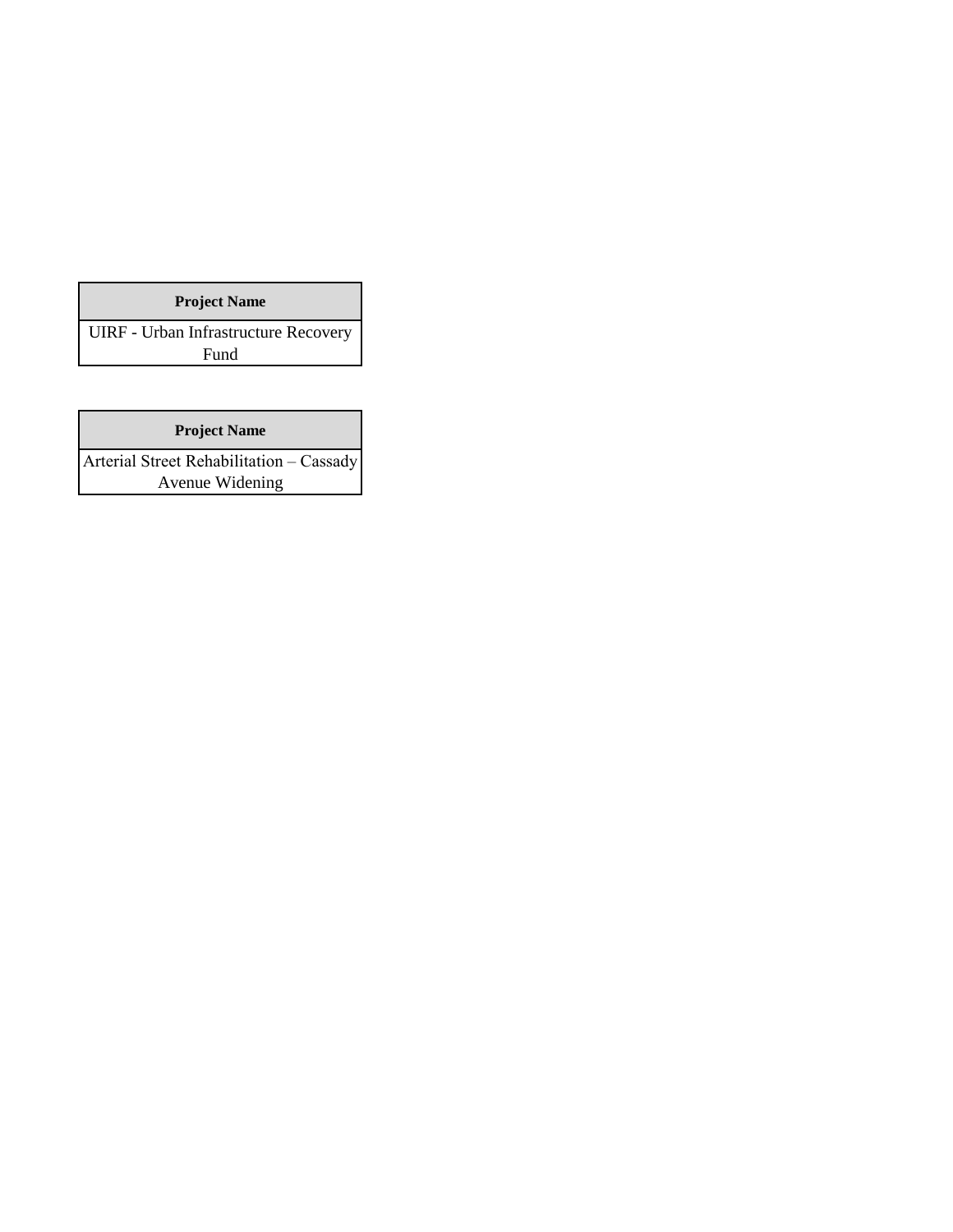| Project Name |
| --- |
| UIRF - Urban Infrastructure Recovery Fund |

| Project Name |
| --- |
| Arterial Street Rehabilitation – Cassady Avenue Widening |